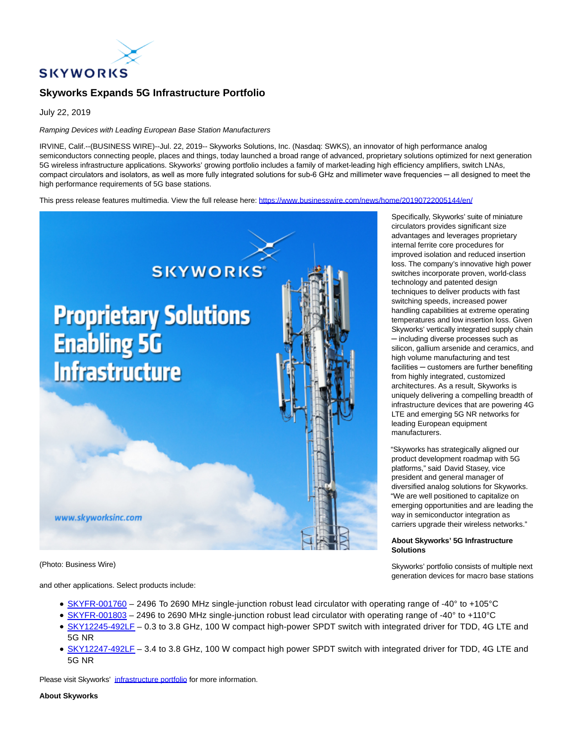# Skyworks Expands 5G Infrastructure Portfolio

July 22, 2019

*Ramping Devices with Leading European Base Station Manufacturers*

IRVINE, Calif.--(BUSINESS WIRE)--Jul. 22, 2019-- Skyworks Solutions, Inc. (Nasdaq: SWKS), an innovator of high performance analog semiconductors connecting people, places and things, today launched a broad range of advanced, proprietary solutions optimized for next generation 5G wireless infrastructure applications. Skyworks' growing portfolio includes a family of market-leading high efficiency amplifiers, switch LNAs, compact circulators and isolators, as well as more fully integrated solutions for sub-6 GHz and millimeter wave frequencies — all designed to meet the high performance requirements of 5G base stations.

This press release features multimedia. View the full release here: https://www.businesswire.com/news/home/20190722005144/en/

(Photo: Business Wire)

Specifically, Skyworks' suite of miniature circulators provides significant size advantages and leverages proprietary internal ferrite core procedures for improved isolation and reduced insertion loss. The company's innovative high power switches incorporate proven, world-class technology and patented design techniques to deliver products with fast switching speeds, increased power handling capabilities at extreme operating temperatures and low insertion loss. Given Skyworks' vertically integrated supply chain — including diverse processes such as silicon, gallium arsenide and ceramics, and high volume manufacturing and test facilities — customers are further benefiting from highly integrated, customized architectures. As a result, Skyworks is uniquely delivering a compelling breadth of infrastructure devices that are powering 4G LTE and emerging 5G NR networks for leading European equipment manufacturers.

"Skyworks has strategically aligned our product development roadmap with 5G platforms," said David Stasey, vice president and general manager of diversified analog solutions for Skyworks. "We are well positioned to capitalize on emerging opportunities and are leading the way in semiconductor integration as carriers upgrade their wireless networks."

**About Skyworks' 5G Infrastructure Solutions**

Skyworks' portfolio consists of multiple next generation devices for macro base stations and other applications. Select products include:

- SKYFR-001760 – 2496 To 2690 MHz single-junction robust lead circulator with operating range of -40° to +105°C
- SKYFR-001803 – 2496 to 2690 MHz single-junction robust lead circulator with operating range of -40° to +110°C
- SKY12245-492LF – 0.3 to 3.8 GHz, 100 W compact high-power SPDT switch with integrated driver for TDD, 4G LTE and 5G NR
- SKY12247-492LF – 3.4 to 3.8 GHz, 100 W compact high power SPDT switch with integrated driver for TDD, 4G LTE and 5G NR

Please visit Skyworks' infrastructure portfolio for more information.

**About Skyworks**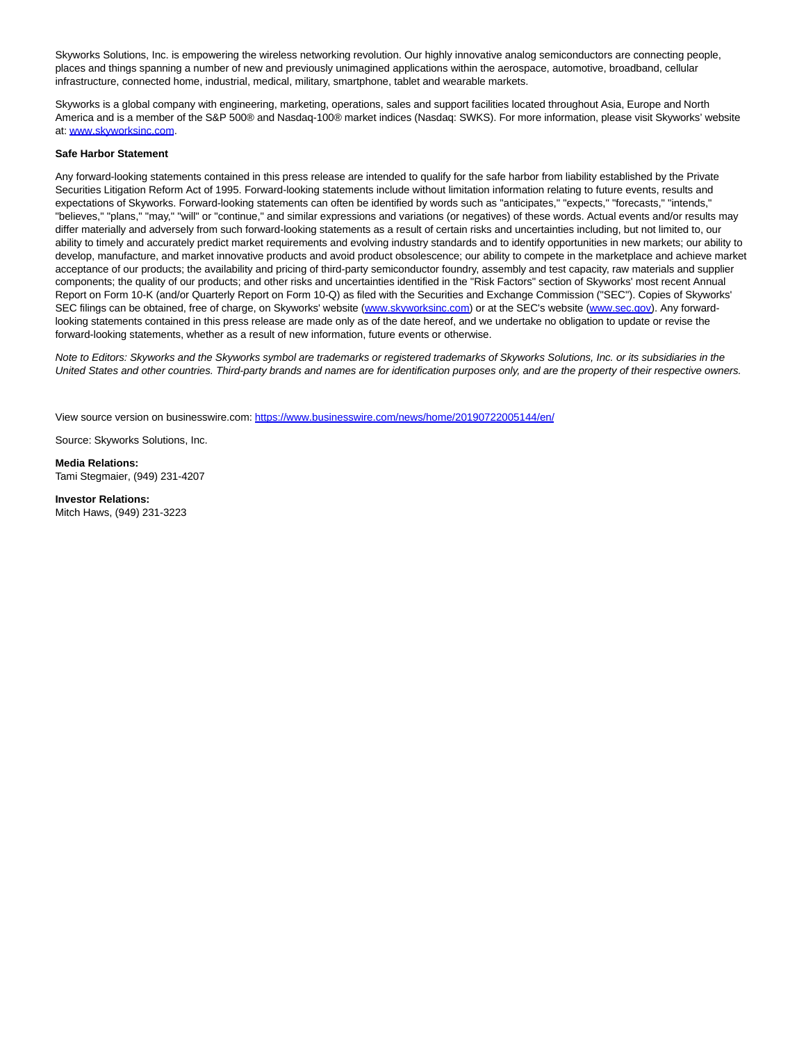Skyworks Solutions, Inc. is empowering the wireless networking revolution. Our highly innovative analog semiconductors are connecting people, places and things spanning a number of new and previously unimagined applications within the aerospace, automotive, broadband, cellular infrastructure, connected home, industrial, medical, military, smartphone, tablet and wearable markets.

Skyworks is a global company with engineering, marketing, operations, sales and support facilities located throughout Asia, Europe and North America and is a member of the S&P 500® and Nasdaq-100® market indices (Nasdaq: SWKS). For more information, please visit Skyworks' website at: [www.skyworksinc.com](http://www.skyworksinc.com).

**Safe Harbor Statement**

Any forward-looking statements contained in this press release are intended to qualify for the safe harbor from liability established by the Private Securities Litigation Reform Act of 1995. Forward-looking statements include without limitation information relating to future events, results and expectations of Skyworks. Forward-looking statements can often be identified by words such as "anticipates," "expects," "forecasts," "intends," "believes," "plans," "may," "will" or "continue," and similar expressions and variations (or negatives) of these words. Actual events and/or results may differ materially and adversely from such forward-looking statements as a result of certain risks and uncertainties including, but not limited to, our ability to timely and accurately predict market requirements and evolving industry standards and to identify opportunities in new markets; our ability to develop, manufacture, and market innovative products and avoid product obsolescence; our ability to compete in the marketplace and achieve market acceptance of our products; the availability and pricing of third-party semiconductor foundry, assembly and test capacity, raw materials and supplier components; the quality of our products; and other risks and uncertainties identified in the "Risk Factors" section of Skyworks' most recent Annual Report on Form 10-K (and/or Quarterly Report on Form 10-Q) as filed with the Securities and Exchange Commission ("SEC"). Copies of Skyworks' SEC filings can be obtained, free of charge, on Skyworks' website ([www.skyworksinc.com](http://www.skyworksinc.com)) or at the SEC's website ([www.sec.gov](http://www.sec.gov)). Any forward-looking statements contained in this press release are made only as of the date hereof, and we undertake no obligation to update or revise the forward-looking statements, whether as a result of new information, future events or otherwise.

*Note to Editors: Skyworks and the Skyworks symbol are trademarks or registered trademarks of Skyworks Solutions, Inc. or its subsidiaries in the United States and other countries. Third-party brands and names are for identification purposes only, and are the property of their respective owners.*

View source version on businesswire.com: [https://www.businesswire.com/news/home/20190722005144/en/](https://www.businesswire.com/news/home/20190722005144/en/)

Source: Skyworks Solutions, Inc.

**Media Relations:**
Tami Stegmaier, (949) 231-4207

**Investor Relations:**
Mitch Haws, (949) 231-3223